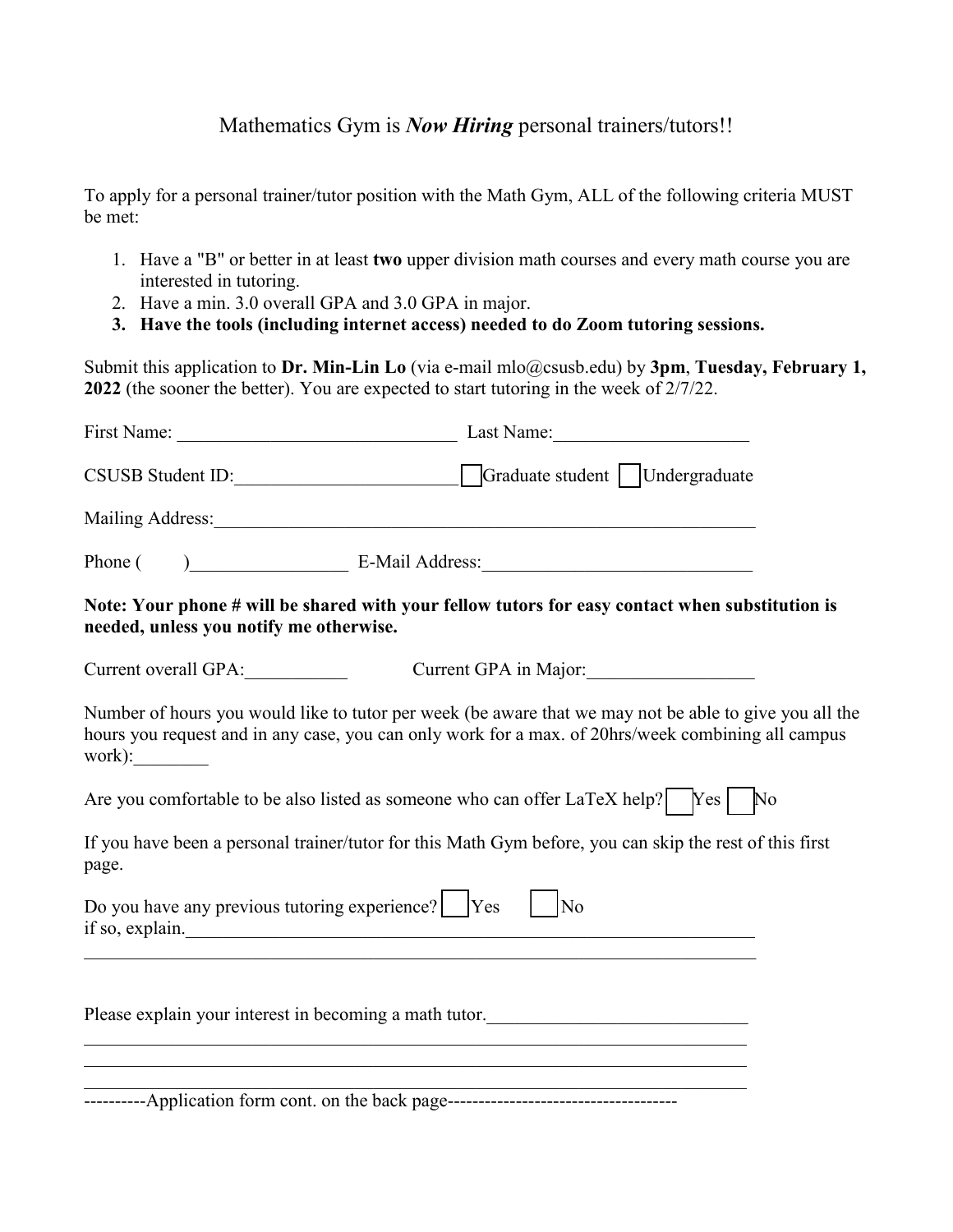# Mathematics Gym is ***Now Hiring*** personal trainers/tutors!!

To apply for a personal trainer/tutor position with the Math Gym, ALL of the following criteria MUST be met:

1. Have a "B" or better in at least **two** upper division math courses and every math course you are interested in tutoring.
2. Have a min. 3.0 overall GPA and 3.0 GPA in major.
3. **Have the tools (including internet access) needed to do Zoom tutoring sessions.**

Submit this application to **Dr. Min-Lin Lo** (via e-mail mlo@csusb.edu) by **3pm**, **Tuesday, February 1, 2022** (the sooner the better). You are expected to start tutoring in the week of 2/7/22.

First Name: ______________________________ Last Name: _____________________

CSUSB Student ID: ________________________ ☐ Graduate student ☐ Undergraduate

Mailing Address: ____________________________________________________________

Phone (      ) _________________ E-Mail Address: _____________________________

**Note: Your phone # will be shared with your fellow tutors for easy contact when substitution is needed, unless you notify me otherwise.**

Current overall GPA: ___________ Current GPA in Major: __________________

Number of hours you would like to tutor per week (be aware that we may not be able to give you all the hours you request and in any case, you can only work for a max. of 20hrs/week combining all campus work): ________

Are you comfortable to be also listed as someone who can offer LaTeX help? ☐ Yes ☐ No

If you have been a personal trainer/tutor for this Math Gym before, you can skip the rest of this first page.

Do you have any previous tutoring experience? ☐ Yes ☐ No
if so, explain. ______________________________________________________________

_____________________________________________________________________________

Please explain your interest in becoming a math tutor. ____________________________

_____________________________________________________________________________

_____________________________________________________________________________

_____________________________________________________________________________

----------Application form cont. on the back page-------------------------------------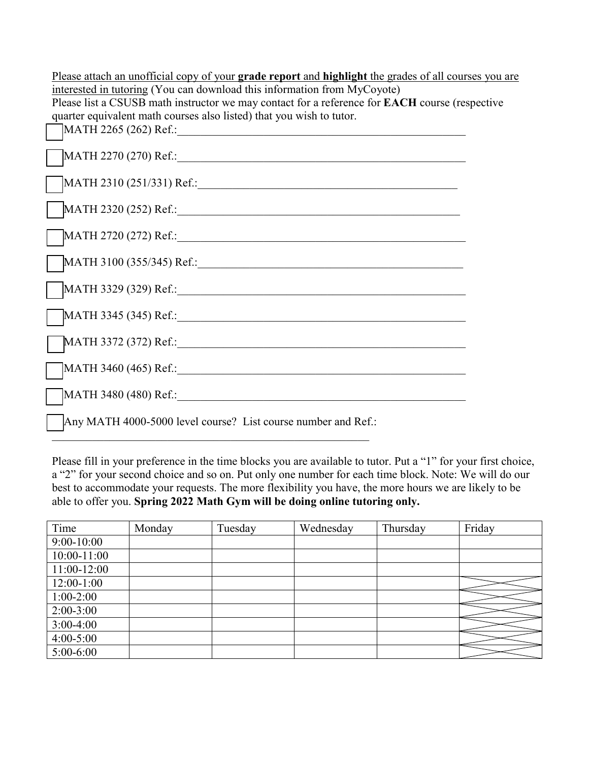Please attach an unofficial copy of your **grade report** and **highlight** the grades of all courses you are interested in tutoring (You can download this information from MyCoyote)
Please list a CSUSB math instructor we may contact for a reference for **EACH** course (respective quarter equivalent math courses also listed) that you wish to tutor.

☐ MATH 2265 (262) Ref.:______________________________________________________

☐ MATH 2270 (270) Ref.:______________________________________________________

☐ MATH 2310 (251/331) Ref.:__________________________________________________

☐ MATH 2320 (252) Ref.:_____________________________________________________

☐ MATH 2720 (272) Ref.:______________________________________________________

☐ MATH 3100 (355/345) Ref.:__________________________________________________

☐ MATH 3329 (329) Ref.:______________________________________________________

☐ MATH 3345 (345) Ref.:______________________________________________________

☐ MATH 3372 (372) Ref.:______________________________________________________

☐ MATH 3460 (465) Ref.:______________________________________________________

☐ MATH 3480 (480) Ref.:______________________________________________________

☐ Any MATH 4000-5000 level course? List course number and Ref.:
____________________________________________________________

Please fill in your preference in the time blocks you are available to tutor. Put a "1" for your first choice, a "2" for your second choice and so on. Put only one number for each time block. Note: We will do our best to accommodate your requests. The more flexibility you have, the more hours we are likely to be able to offer you. **Spring 2022 Math Gym will be doing online tutoring only.**

| Time | Monday | Tuesday | Wednesday | Thursday | Friday |
|---|---|---|---|---|---|
| 9:00-10:00 | | | | | |
| 10:00-11:00 | | | | | |
| 11:00-12:00 | | | | | |
| 12:00-1:00 | | | | | X |
| 1:00-2:00 | | | | | X |
| 2:00-3:00 | | | | | X |
| 3:00-4:00 | | | | | X |
| 4:00-5:00 | | | | | X |
| 5:00-6:00 | | | | | X |